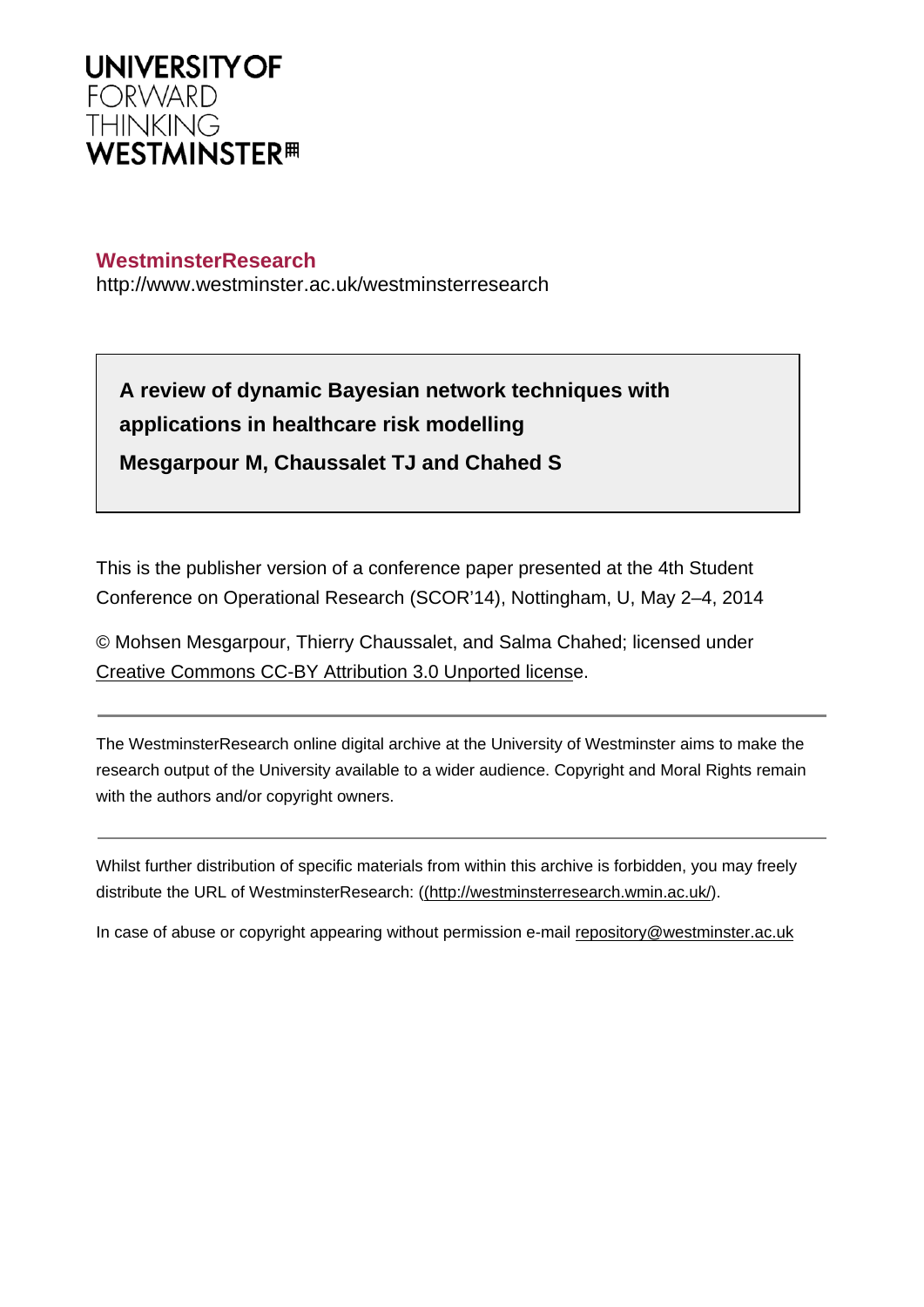**UNIVERSITY OF**
FORWARD
THINKING
**WESTMINSTER**

**WestminsterResearch**
http://www.westminster.ac.uk/westminsterresearch

**A review of dynamic Bayesian network techniques with applications in healthcare risk modelling**

**Mesgarpour M, Chaussalet TJ and Chahed S**

This is the publisher version of a conference paper presented at the 4th Student Conference on Operational Research (SCOR'14), Nottingham, U, May 2–4, 2014

© Mohsen Mesgarpour, Thierry Chaussalet, and Salma Chahed; licensed under Creative Commons CC-BY Attribution 3.0 Unported license.

---

The WestminsterResearch online digital archive at the University of Westminster aims to make the research output of the University available to a wider audience. Copyright and Moral Rights remain with the authors and/or copyright owners.

---

Whilst further distribution of specific materials from within this archive is forbidden, you may freely distribute the URL of WestminsterResearch: ((http://westminsterresearch.wmin.ac.uk/).

In case of abuse or copyright appearing without permission e-mail repository@westminster.ac.uk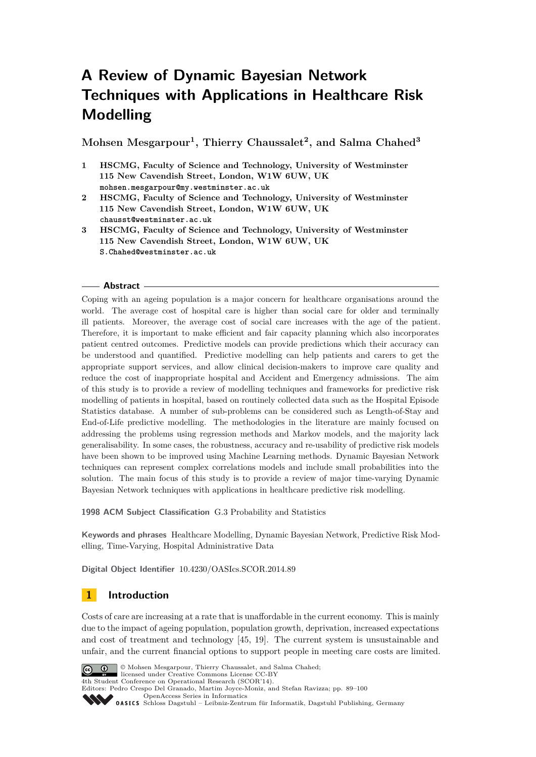# A Review of Dynamic Bayesian Network Techniques with Applications in Healthcare Risk Modelling

**Mohsen Mesgarpour[1], Thierry Chaussalet[2], and Salma Chahed[3]**

1. **HSCMG, Faculty of Science and Technology, University of Westminster 115 New Cavendish Street, London, W1W 6UW, UK**
   `mohsen.mesgarpour@my.westminster.ac.uk`
2. **HSCMG, Faculty of Science and Technology, University of Westminster 115 New Cavendish Street, London, W1W 6UW, UK**
   `chausst@westminster.ac.uk`
3. **HSCMG, Faculty of Science and Technology, University of Westminster 115 New Cavendish Street, London, W1W 6UW, UK**
   `S.Chahed@westminster.ac.uk`

## Abstract

Coping with an ageing population is a major concern for healthcare organisations around the world. The average cost of hospital care is higher than social care for older and terminally ill patients. Moreover, the average cost of social care increases with the age of the patient. Therefore, it is important to make efficient and fair capacity planning which also incorporates patient centred outcomes. Predictive models can provide predictions which their accuracy can be understood and quantified. Predictive modelling can help patients and carers to get the appropriate support services, and allow clinical decision-makers to improve care quality and reduce the cost of inappropriate hospital and Accident and Emergency admissions. The aim of this study is to provide a review of modelling techniques and frameworks for predictive risk modelling of patients in hospital, based on routinely collected data such as the Hospital Episode Statistics database. A number of sub-problems can be considered such as Length-of-Stay and End-of-Life predictive modelling. The methodologies in the literature are mainly focused on addressing the problems using regression methods and Markov models, and the majority lack generalisability. In some cases, the robustness, accuracy and re-usability of predictive risk models have been shown to be improved using Machine Learning methods. Dynamic Bayesian Network techniques can represent complex correlations models and include small probabilities into the solution. The main focus of this study is to provide a review of major time-varying Dynamic Bayesian Network techniques with applications in healthcare predictive risk modelling.

**1998 ACM Subject Classification** G.3 Probability and Statistics

**Keywords and phrases** Healthcare Modelling, Dynamic Bayesian Network, Predictive Risk Modelling, Time-Varying, Hospital Administrative Data

**Digital Object Identifier** 10.4230/OASIcs.SCOR.2014.89

## 1 Introduction

Costs of care are increasing at a rate that is unaffordable in the current economy. This is mainly due to the impact of ageing population, population growth, deprivation, increased expectations and cost of treatment and technology [45, 19]. The current system is unsustainable and unfair, and the current financial options to support people in meeting care costs are limited.

© Mohsen Mesgarpour, Thierry Chaussalet, and Salma Chahed; licensed under Creative Commons License CC-BY
4th Student Conference on Operational Research (SCOR'14).
Editors: Pedro Crespo Del Granado, Martim Joyce-Moniz, and Stefan Ravizza; pp. 89–100
OpenAccess Series in Informatics
Schloss Dagstuhl – Leibniz-Zentrum für Informatik, Dagstuhl Publishing, Germany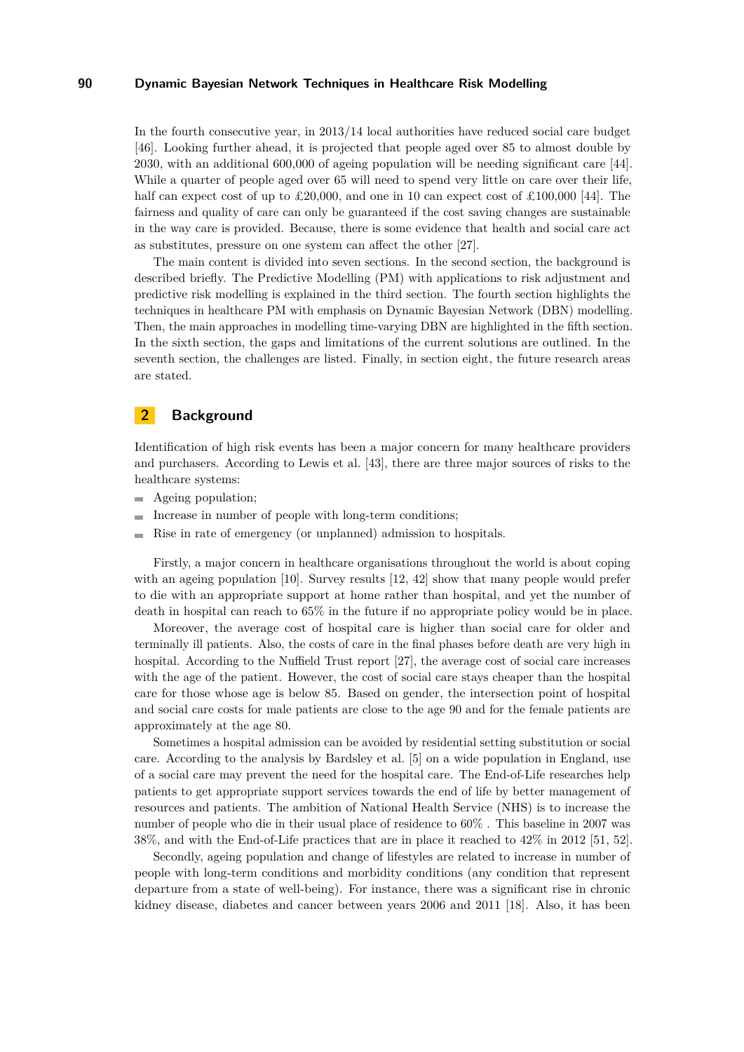In the fourth consecutive year, in 2013/14 local authorities have reduced social care budget [46]. Looking further ahead, it is projected that people aged over 85 to almost double by 2030, with an additional 600,000 of ageing population will be needing significant care [44]. While a quarter of people aged over 65 will need to spend very little on care over their life, half can expect cost of up to £20,000, and one in 10 can expect cost of £100,000 [44]. The fairness and quality of care can only be guaranteed if the cost saving changes are sustainable in the way care is provided. Because, there is some evidence that health and social care act as substitutes, pressure on one system can affect the other [27].

The main content is divided into seven sections. In the second section, the background is described briefly. The Predictive Modelling (PM) with applications to risk adjustment and predictive risk modelling is explained in the third section. The fourth section highlights the techniques in healthcare PM with emphasis on Dynamic Bayesian Network (DBN) modelling. Then, the main approaches in modelling time-varying DBN are highlighted in the fifth section. In the sixth section, the gaps and limitations of the current solutions are outlined. In the seventh section, the challenges are listed. Finally, in section eight, the future research areas are stated.

## 2 Background

Identification of high risk events has been a major concern for many healthcare providers and purchasers. According to Lewis et al. [43], there are three major sources of risks to the healthcare systems:

- Ageing population;
- Increase in number of people with long-term conditions;
- Rise in rate of emergency (or unplanned) admission to hospitals.

Firstly, a major concern in healthcare organisations throughout the world is about coping with an ageing population [10]. Survey results [12, 42] show that many people would prefer to die with an appropriate support at home rather than hospital, and yet the number of death in hospital can reach to 65% in the future if no appropriate policy would be in place.

Moreover, the average cost of hospital care is higher than social care for older and terminally ill patients. Also, the costs of care in the final phases before death are very high in hospital. According to the Nuffield Trust report [27], the average cost of social care increases with the age of the patient. However, the cost of social care stays cheaper than the hospital care for those whose age is below 85. Based on gender, the intersection point of hospital and social care costs for male patients are close to the age 90 and for the female patients are approximately at the age 80.

Sometimes a hospital admission can be avoided by residential setting substitution or social care. According to the analysis by Bardsley et al. [5] on a wide population in England, use of a social care may prevent the need for the hospital care. The End-of-Life researches help patients to get appropriate support services towards the end of life by better management of resources and patients. The ambition of National Health Service (NHS) is to increase the number of people who die in their usual place of residence to 60% . This baseline in 2007 was 38%, and with the End-of-Life practices that are in place it reached to 42% in 2012 [51, 52].

Secondly, ageing population and change of lifestyles are related to increase in number of people with long-term conditions and morbidity conditions (any condition that represent departure from a state of well-being). For instance, there was a significant rise in chronic kidney disease, diabetes and cancer between years 2006 and 2011 [18]. Also, it has been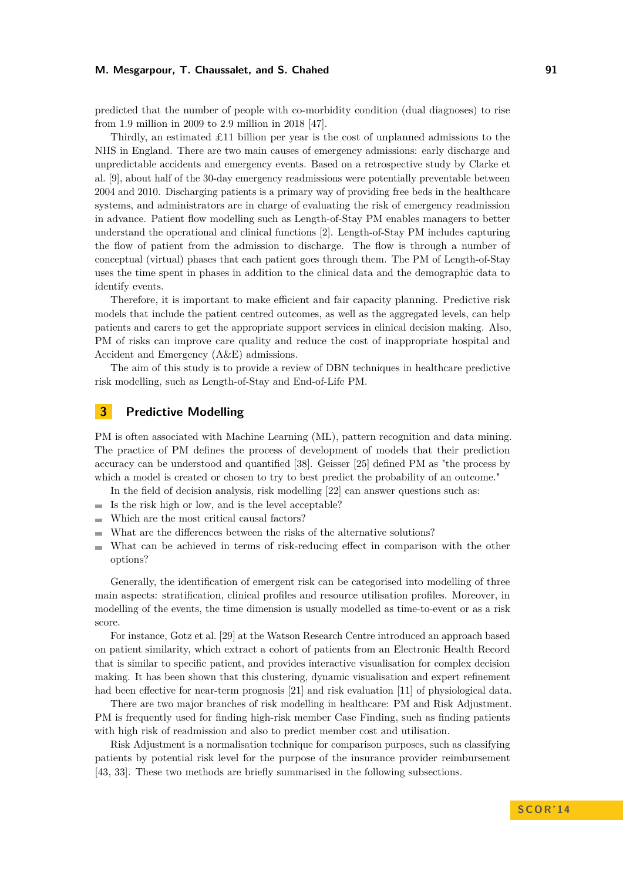predicted that the number of people with co-morbidity condition (dual diagnoses) to rise from 1.9 million in 2009 to 2.9 million in 2018 [47].

Thirdly, an estimated £11 billion per year is the cost of unplanned admissions to the NHS in England. There are two main causes of emergency admissions: early discharge and unpredictable accidents and emergency events. Based on a retrospective study by Clarke et al. [9], about half of the 30-day emergency readmissions were potentially preventable between 2004 and 2010. Discharging patients is a primary way of providing free beds in the healthcare systems, and administrators are in charge of evaluating the risk of emergency readmission in advance. Patient flow modelling such as Length-of-Stay PM enables managers to better understand the operational and clinical functions [2]. Length-of-Stay PM includes capturing the flow of patient from the admission to discharge. The flow is through a number of conceptual (virtual) phases that each patient goes through them. The PM of Length-of-Stay uses the time spent in phases in addition to the clinical data and the demographic data to identify events.

Therefore, it is important to make efficient and fair capacity planning. Predictive risk models that include the patient centred outcomes, as well as the aggregated levels, can help patients and carers to get the appropriate support services in clinical decision making. Also, PM of risks can improve care quality and reduce the cost of inappropriate hospital and Accident and Emergency (A&E) admissions.

The aim of this study is to provide a review of DBN techniques in healthcare predictive risk modelling, such as Length-of-Stay and End-of-Life PM.

## 3 Predictive Modelling

PM is often associated with Machine Learning (ML), pattern recognition and data mining. The practice of PM defines the process of development of models that their prediction accuracy can be understood and quantified [38]. Geisser [25] defined PM as "the process by which a model is created or chosen to try to best predict the probability of an outcome."

In the field of decision analysis, risk modelling [22] can answer questions such as:

- Is the risk high or low, and is the level acceptable?
- Which are the most critical causal factors?
- What are the differences between the risks of the alternative solutions?
- What can be achieved in terms of risk-reducing effect in comparison with the other options?

Generally, the identification of emergent risk can be categorised into modelling of three main aspects: stratification, clinical profiles and resource utilisation profiles. Moreover, in modelling of the events, the time dimension is usually modelled as time-to-event or as a risk score.

For instance, Gotz et al. [29] at the Watson Research Centre introduced an approach based on patient similarity, which extract a cohort of patients from an Electronic Health Record that is similar to specific patient, and provides interactive visualisation for complex decision making. It has been shown that this clustering, dynamic visualisation and expert refinement had been effective for near-term prognosis [21] and risk evaluation [11] of physiological data.

There are two major branches of risk modelling in healthcare: PM and Risk Adjustment. PM is frequently used for finding high-risk member Case Finding, such as finding patients with high risk of readmission and also to predict member cost and utilisation.

Risk Adjustment is a normalisation technique for comparison purposes, such as classifying patients by potential risk level for the purpose of the insurance provider reimbursement [43, 33]. These two methods are briefly summarised in the following subsections.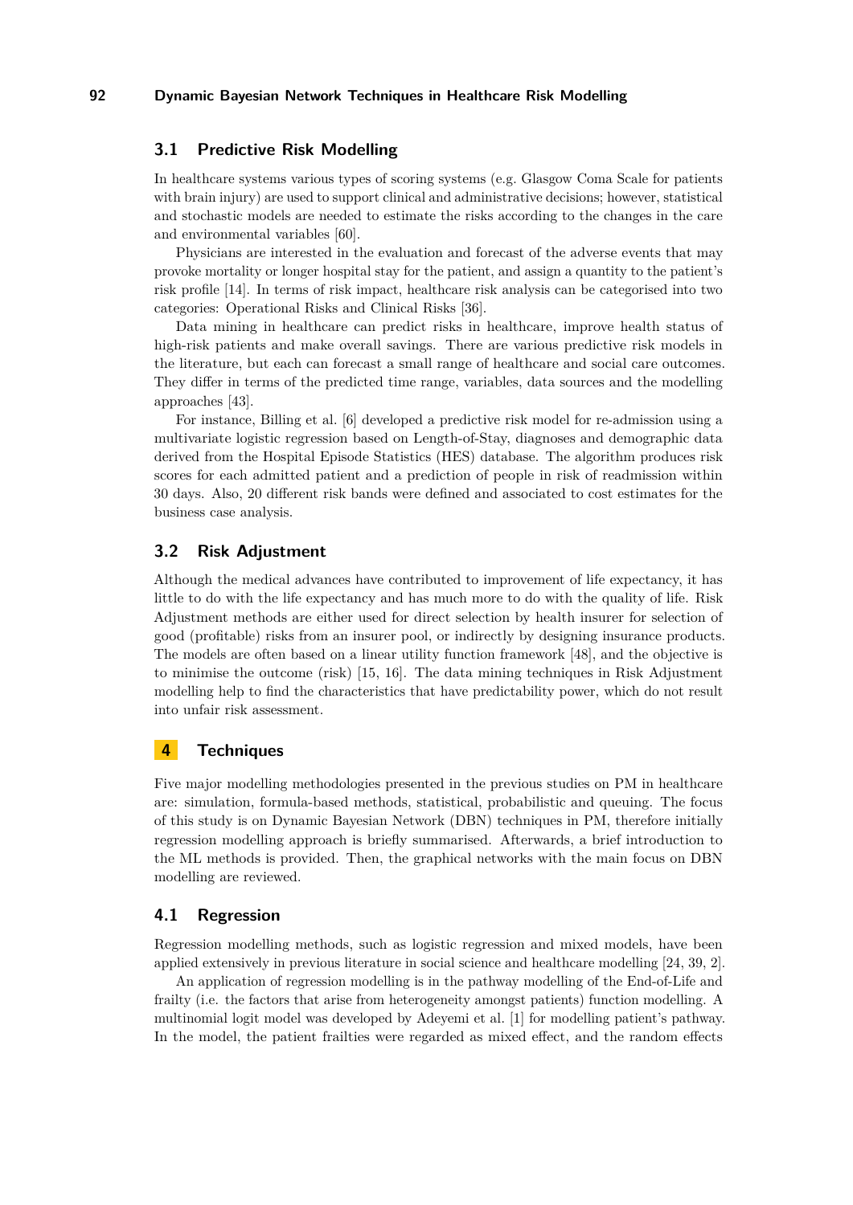### 3.1 Predictive Risk Modelling

In healthcare systems various types of scoring systems (e.g. Glasgow Coma Scale for patients with brain injury) are used to support clinical and administrative decisions; however, statistical and stochastic models are needed to estimate the risks according to the changes in the care and environmental variables [60].

Physicians are interested in the evaluation and forecast of the adverse events that may provoke mortality or longer hospital stay for the patient, and assign a quantity to the patient's risk profile [14]. In terms of risk impact, healthcare risk analysis can be categorised into two categories: Operational Risks and Clinical Risks [36].

Data mining in healthcare can predict risks in healthcare, improve health status of high-risk patients and make overall savings. There are various predictive risk models in the literature, but each can forecast a small range of healthcare and social care outcomes. They differ in terms of the predicted time range, variables, data sources and the modelling approaches [43].

For instance, Billing et al. [6] developed a predictive risk model for re-admission using a multivariate logistic regression based on Length-of-Stay, diagnoses and demographic data derived from the Hospital Episode Statistics (HES) database. The algorithm produces risk scores for each admitted patient and a prediction of people in risk of readmission within 30 days. Also, 20 different risk bands were defined and associated to cost estimates for the business case analysis.

### 3.2 Risk Adjustment

Although the medical advances have contributed to improvement of life expectancy, it has little to do with the life expectancy and has much more to do with the quality of life. Risk Adjustment methods are either used for direct selection by health insurer for selection of good (profitable) risks from an insurer pool, or indirectly by designing insurance products. The models are often based on a linear utility function framework [48], and the objective is to minimise the outcome (risk) [15, 16]. The data mining techniques in Risk Adjustment modelling help to find the characteristics that have predictability power, which do not result into unfair risk assessment.

## 4 Techniques

Five major modelling methodologies presented in the previous studies on PM in healthcare are: simulation, formula-based methods, statistical, probabilistic and queuing. The focus of this study is on Dynamic Bayesian Network (DBN) techniques in PM, therefore initially regression modelling approach is briefly summarised. Afterwards, a brief introduction to the ML methods is provided. Then, the graphical networks with the main focus on DBN modelling are reviewed.

### 4.1 Regression

Regression modelling methods, such as logistic regression and mixed models, have been applied extensively in previous literature in social science and healthcare modelling [24, 39, 2].

An application of regression modelling is in the pathway modelling of the End-of-Life and frailty (i.e. the factors that arise from heterogeneity amongst patients) function modelling. A multinomial logit model was developed by Adeyemi et al. [1] for modelling patient's pathway. In the model, the patient frailties were regarded as mixed effect, and the random effects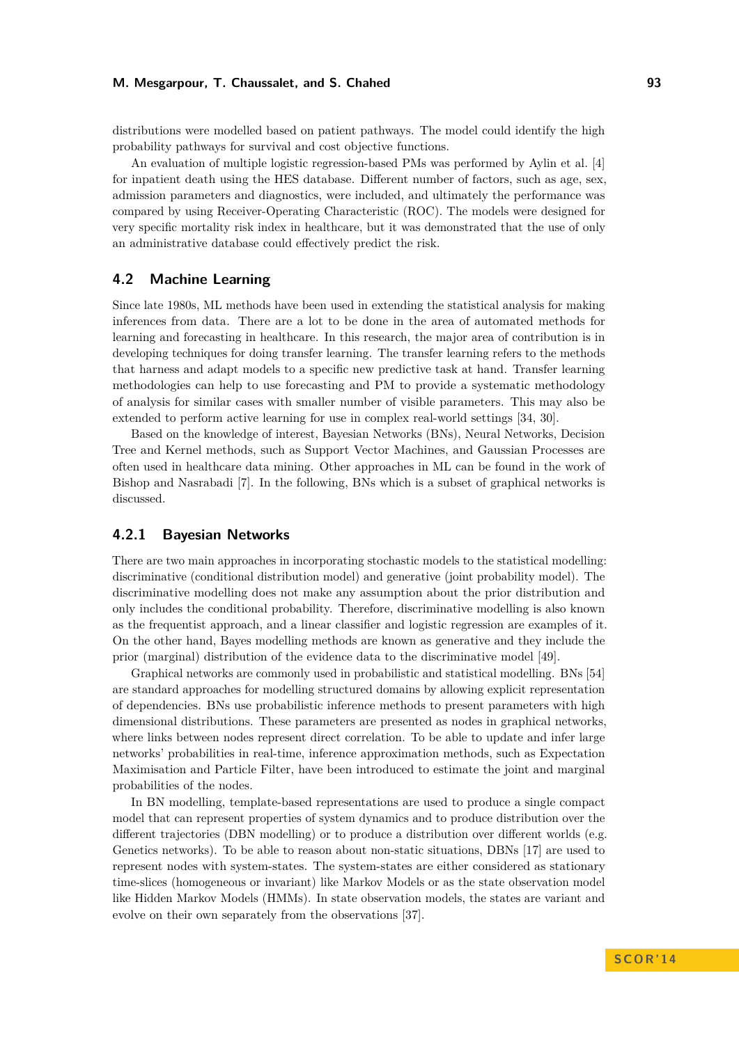distributions were modelled based on patient pathways. The model could identify the high probability pathways for survival and cost objective functions.

An evaluation of multiple logistic regression-based PMs was performed by Aylin et al. [4] for inpatient death using the HES database. Different number of factors, such as age, sex, admission parameters and diagnostics, were included, and ultimately the performance was compared by using Receiver-Operating Characteristic (ROC). The models were designed for very specific mortality risk index in healthcare, but it was demonstrated that the use of only an administrative database could effectively predict the risk.

## 4.2 Machine Learning

Since late 1980s, ML methods have been used in extending the statistical analysis for making inferences from data. There are a lot to be done in the area of automated methods for learning and forecasting in healthcare. In this research, the major area of contribution is in developing techniques for doing transfer learning. The transfer learning refers to the methods that harness and adapt models to a specific new predictive task at hand. Transfer learning methodologies can help to use forecasting and PM to provide a systematic methodology of analysis for similar cases with smaller number of visible parameters. This may also be extended to perform active learning for use in complex real-world settings [34, 30].

Based on the knowledge of interest, Bayesian Networks (BNs), Neural Networks, Decision Tree and Kernel methods, such as Support Vector Machines, and Gaussian Processes are often used in healthcare data mining. Other approaches in ML can be found in the work of Bishop and Nasrabadi [7]. In the following, BNs which is a subset of graphical networks is discussed.

### 4.2.1 Bayesian Networks

There are two main approaches in incorporating stochastic models to the statistical modelling: discriminative (conditional distribution model) and generative (joint probability model). The discriminative modelling does not make any assumption about the prior distribution and only includes the conditional probability. Therefore, discriminative modelling is also known as the frequentist approach, and a linear classifier and logistic regression are examples of it. On the other hand, Bayes modelling methods are known as generative and they include the prior (marginal) distribution of the evidence data to the discriminative model [49].

Graphical networks are commonly used in probabilistic and statistical modelling. BNs [54] are standard approaches for modelling structured domains by allowing explicit representation of dependencies. BNs use probabilistic inference methods to present parameters with high dimensional distributions. These parameters are presented as nodes in graphical networks, where links between nodes represent direct correlation. To be able to update and infer large networks' probabilities in real-time, inference approximation methods, such as Expectation Maximisation and Particle Filter, have been introduced to estimate the joint and marginal probabilities of the nodes.

In BN modelling, template-based representations are used to produce a single compact model that can represent properties of system dynamics and to produce distribution over the different trajectories (DBN modelling) or to produce a distribution over different worlds (e.g. Genetics networks). To be able to reason about non-static situations, DBNs [17] are used to represent nodes with system-states. The system-states are either considered as stationary time-slices (homogeneous or invariant) like Markov Models or as the state observation model like Hidden Markov Models (HMMs). In state observation models, the states are variant and evolve on their own separately from the observations [37].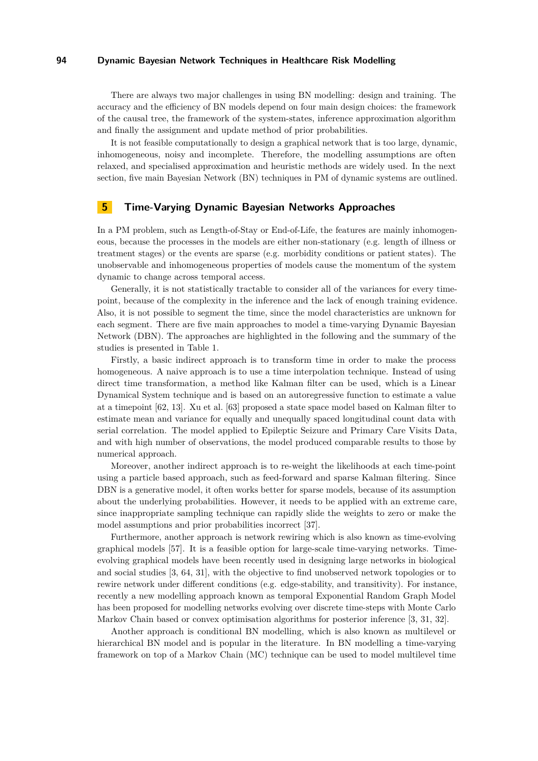There are always two major challenges in using BN modelling: design and training. The accuracy and the efficiency of BN models depend on four main design choices: the framework of the causal tree, the framework of the system-states, inference approximation algorithm and finally the assignment and update method of prior probabilities.

It is not feasible computationally to design a graphical network that is too large, dynamic, inhomogeneous, noisy and incomplete. Therefore, the modelling assumptions are often relaxed, and specialised approximation and heuristic methods are widely used. In the next section, five main Bayesian Network (BN) techniques in PM of dynamic systems are outlined.

## 5 Time-Varying Dynamic Bayesian Networks Approaches

In a PM problem, such as Length-of-Stay or End-of-Life, the features are mainly inhomogeneous, because the processes in the models are either non-stationary (e.g. length of illness or treatment stages) or the events are sparse (e.g. morbidity conditions or patient states). The unobservable and inhomogeneous properties of models cause the momentum of the system dynamic to change across temporal access.

Generally, it is not statistically tractable to consider all of the variances for every timepoint, because of the complexity in the inference and the lack of enough training evidence. Also, it is not possible to segment the time, since the model characteristics are unknown for each segment. There are five main approaches to model a time-varying Dynamic Bayesian Network (DBN). The approaches are highlighted in the following and the summary of the studies is presented in Table 1.

Firstly, a basic indirect approach is to transform time in order to make the process homogeneous. A naive approach is to use a time interpolation technique. Instead of using direct time transformation, a method like Kalman filter can be used, which is a Linear Dynamical System technique and is based on an autoregressive function to estimate a value at a timepoint [62, 13]. Xu et al. [63] proposed a state space model based on Kalman filter to estimate mean and variance for equally and unequally spaced longitudinal count data with serial correlation. The model applied to Epileptic Seizure and Primary Care Visits Data, and with high number of observations, the model produced comparable results to those by numerical approach.

Moreover, another indirect approach is to re-weight the likelihoods at each time-point using a particle based approach, such as feed-forward and sparse Kalman filtering. Since DBN is a generative model, it often works better for sparse models, because of its assumption about the underlying probabilities. However, it needs to be applied with an extreme care, since inappropriate sampling technique can rapidly slide the weights to zero or make the model assumptions and prior probabilities incorrect [37].

Furthermore, another approach is network rewiring which is also known as time-evolving graphical models [57]. It is a feasible option for large-scale time-varying networks. Time-evolving graphical models have been recently used in designing large networks in biological and social studies [3, 64, 31], with the objective to find unobserved network topologies or to rewire network under different conditions (e.g. edge-stability, and transitivity). For instance, recently a new modelling approach known as temporal Exponential Random Graph Model has been proposed for modelling networks evolving over discrete time-steps with Monte Carlo Markov Chain based or convex optimisation algorithms for posterior inference [3, 31, 32].

Another approach is conditional BN modelling, which is also known as multilevel or hierarchical BN model and is popular in the literature. In BN modelling a time-varying framework on top of a Markov Chain (MC) technique can be used to model multilevel time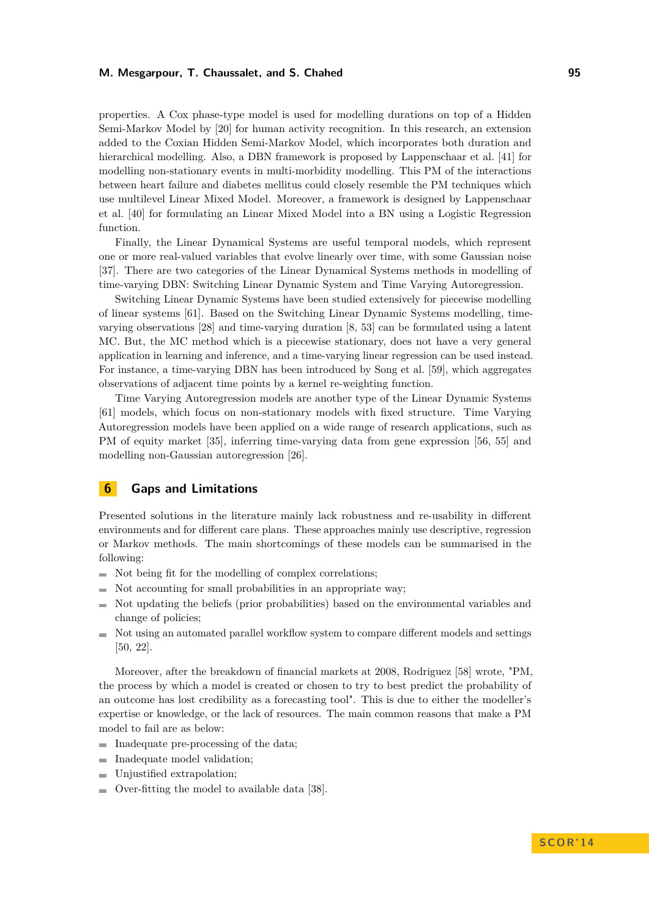properties. A Cox phase-type model is used for modelling durations on top of a Hidden Semi-Markov Model by [20] for human activity recognition. In this research, an extension added to the Coxian Hidden Semi-Markov Model, which incorporates both duration and hierarchical modelling. Also, a DBN framework is proposed by Lappenschaar et al. [41] for modelling non-stationary events in multi-morbidity modelling. This PM of the interactions between heart failure and diabetes mellitus could closely resemble the PM techniques which use multilevel Linear Mixed Model. Moreover, a framework is designed by Lappenschaar et al. [40] for formulating an Linear Mixed Model into a BN using a Logistic Regression function.

Finally, the Linear Dynamical Systems are useful temporal models, which represent one or more real-valued variables that evolve linearly over time, with some Gaussian noise [37]. There are two categories of the Linear Dynamical Systems methods in modelling of time-varying DBN: Switching Linear Dynamic System and Time Varying Autoregression.

Switching Linear Dynamic Systems have been studied extensively for piecewise modelling of linear systems [61]. Based on the Switching Linear Dynamic Systems modelling, time-varying observations [28] and time-varying duration [8, 53] can be formulated using a latent MC. But, the MC method which is a piecewise stationary, does not have a very general application in learning and inference, and a time-varying linear regression can be used instead. For instance, a time-varying DBN has been introduced by Song et al. [59], which aggregates observations of adjacent time points by a kernel re-weighting function.

Time Varying Autoregression models are another type of the Linear Dynamic Systems [61] models, which focus on non-stationary models with fixed structure. Time Varying Autoregression models have been applied on a wide range of research applications, such as PM of equity market [35], inferring time-varying data from gene expression [56, 55] and modelling non-Gaussian autoregression [26].

## 6 Gaps and Limitations

Presented solutions in the literature mainly lack robustness and re-usability in different environments and for different care plans. These approaches mainly use descriptive, regression or Markov methods. The main shortcomings of these models can be summarised in the following:

- Not being fit for the modelling of complex correlations;
- Not accounting for small probabilities in an appropriate way;
- Not updating the beliefs (prior probabilities) based on the environmental variables and change of policies;
- Not using an automated parallel workflow system to compare different models and settings [50, 22].

Moreover, after the breakdown of financial markets at 2008, Rodriguez [58] wrote, "PM, the process by which a model is created or chosen to try to best predict the probability of an outcome has lost credibility as a forecasting tool". This is due to either the modeller's expertise or knowledge, or the lack of resources. The main common reasons that make a PM model to fail are as below:

- Inadequate pre-processing of the data;
- Inadequate model validation;
- Unjustified extrapolation;
- Over-fitting the model to available data [38].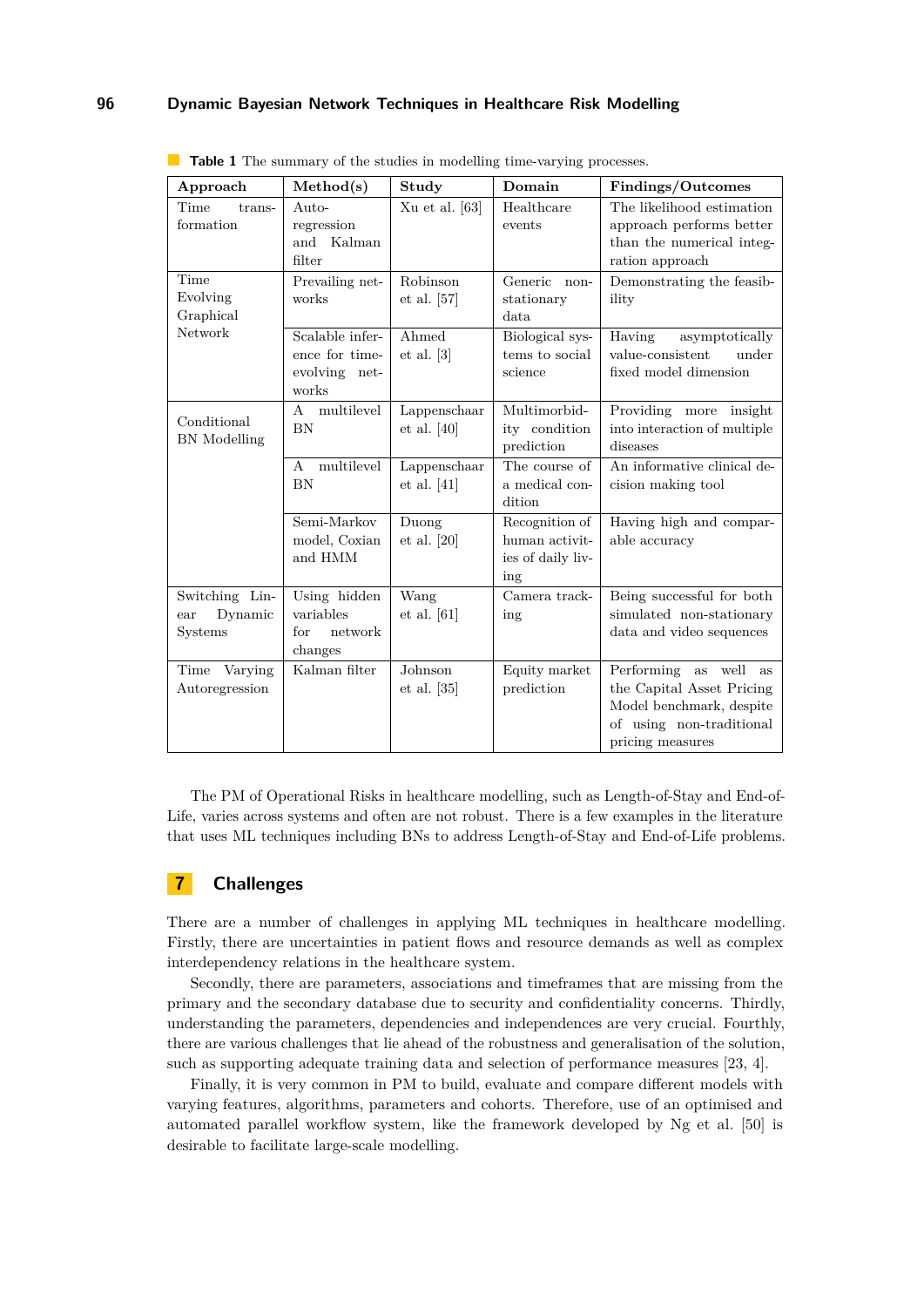**Table 1** The summary of the studies in modelling time-varying processes.

| Approach | Method(s) | Study | Domain | Findings/Outcomes |
|---|---|---|---|---|
| Time transformation | Auto-regression and Kalman filter | Xu et al. [63] | Healthcare events | The likelihood estimation approach performs better than the numerical integration approach |
| Time Evolving Graphical Network | Prevailing networks | Robinson et al. [57] | Generic non-stationary data | Demonstrating the feasibility |
| | Scalable inference for time-evolving networks | Ahmed et al. [3] | Biological systems to social science | Having asymptotically value-consistent under fixed model dimension |
| Conditional BN Modelling | A multilevel BN | Lappenschaar et al. [40] | Multimorbidity condition prediction | Providing more insight into interaction of multiple diseases |
| | A multilevel BN | Lappenschaar et al. [41] | The course of a medical condition | An informative clinical decision making tool |
| | Semi-Markov model, Coxian and HMM | Duong et al. [20] | Recognition of human activities of daily living | Having high and comparable accuracy |
| Switching Linear Dynamic Systems | Using hidden variables for network changes | Wang et al. [61] | Camera tracking | Being successful for both simulated non-stationary data and video sequences |
| Time Varying Autoregression | Kalman filter | Johnson et al. [35] | Equity market prediction | Performing as well as the Capital Asset Pricing Model benchmark, despite of using non-traditional pricing measures |

The PM of Operational Risks in healthcare modelling, such as Length-of-Stay and End-of-Life, varies across systems and often are not robust. There is a few examples in the literature that uses ML techniques including BNs to address Length-of-Stay and End-of-Life problems.

## 7 Challenges

There are a number of challenges in applying ML techniques in healthcare modelling. Firstly, there are uncertainties in patient flows and resource demands as well as complex interdependency relations in the healthcare system.

Secondly, there are parameters, associations and timeframes that are missing from the primary and the secondary database due to security and confidentiality concerns. Thirdly, understanding the parameters, dependencies and independences are very crucial. Fourthly, there are various challenges that lie ahead of the robustness and generalisation of the solution, such as supporting adequate training data and selection of performance measures [23, 4].

Finally, it is very common in PM to build, evaluate and compare different models with varying features, algorithms, parameters and cohorts. Therefore, use of an optimised and automated parallel workflow system, like the framework developed by Ng et al. [50] is desirable to facilitate large-scale modelling.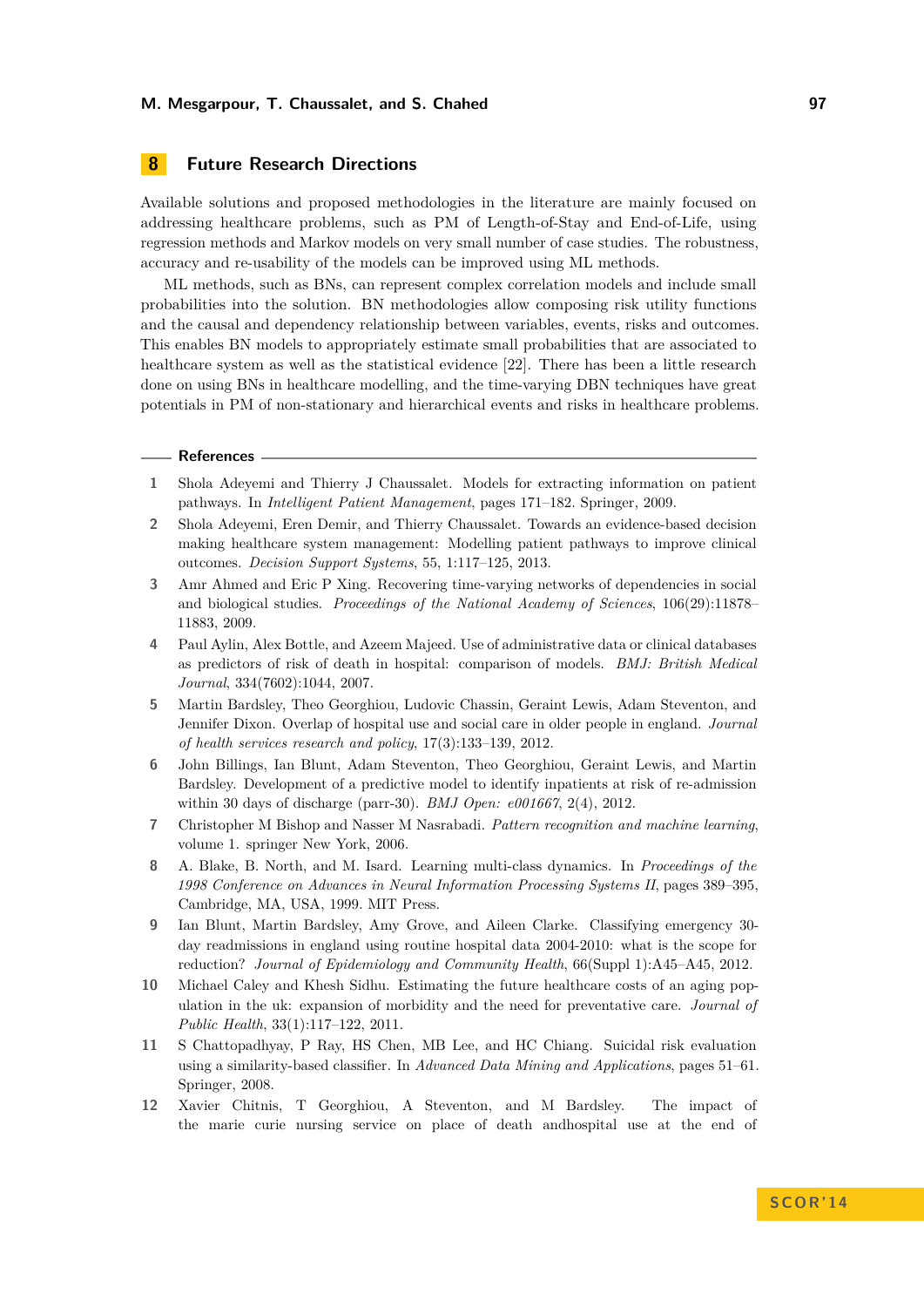## 8 Future Research Directions

Available solutions and proposed methodologies in the literature are mainly focused on addressing healthcare problems, such as PM of Length-of-Stay and End-of-Life, using regression methods and Markov models on very small number of case studies. The robustness, accuracy and re-usability of the models can be improved using ML methods.

ML methods, such as BNs, can represent complex correlation models and include small probabilities into the solution. BN methodologies allow composing risk utility functions and the causal and dependency relationship between variables, events, risks and outcomes. This enables BN models to appropriately estimate small probabilities that are associated to healthcare system as well as the statistical evidence [22]. There has been a little research done on using BNs in healthcare modelling, and the time-varying DBN techniques have great potentials in PM of non-stationary and hierarchical events and risks in healthcare problems.

### References

1. Shola Adeyemi and Thierry J Chaussalet. Models for extracting information on patient pathways. In *Intelligent Patient Management*, pages 171–182. Springer, 2009.
2. Shola Adeyemi, Eren Demir, and Thierry Chaussalet. Towards an evidence-based decision making healthcare system management: Modelling patient pathways to improve clinical outcomes. *Decision Support Systems*, 55, 1:117–125, 2013.
3. Amr Ahmed and Eric P Xing. Recovering time-varying networks of dependencies in social and biological studies. *Proceedings of the National Academy of Sciences*, 106(29):11878–11883, 2009.
4. Paul Aylin, Alex Bottle, and Azeem Majeed. Use of administrative data or clinical databases as predictors of risk of death in hospital: comparison of models. *BMJ: British Medical Journal*, 334(7602):1044, 2007.
5. Martin Bardsley, Theo Georghiou, Ludovic Chassin, Geraint Lewis, Adam Steventon, and Jennifer Dixon. Overlap of hospital use and social care in older people in england. *Journal of health services research and policy*, 17(3):133–139, 2012.
6. John Billings, Ian Blunt, Adam Steventon, Theo Georghiou, Geraint Lewis, and Martin Bardsley. Development of a predictive model to identify inpatients at risk of re-admission within 30 days of discharge (parr-30). *BMJ Open: e001667*, 2(4), 2012.
7. Christopher M Bishop and Nasser M Nasrabadi. *Pattern recognition and machine learning*, volume 1. springer New York, 2006.
8. A. Blake, B. North, and M. Isard. Learning multi-class dynamics. In *Proceedings of the 1998 Conference on Advances in Neural Information Processing Systems II*, pages 389–395, Cambridge, MA, USA, 1999. MIT Press.
9. Ian Blunt, Martin Bardsley, Amy Grove, and Aileen Clarke. Classifying emergency 30-day readmissions in england using routine hospital data 2004-2010: what is the scope for reduction? *Journal of Epidemiology and Community Health*, 66(Suppl 1):A45–A45, 2012.
10. Michael Caley and Khesh Sidhu. Estimating the future healthcare costs of an aging population in the uk: expansion of morbidity and the need for preventative care. *Journal of Public Health*, 33(1):117–122, 2011.
11. S Chattopadhyay, P Ray, HS Chen, MB Lee, and HC Chiang. Suicidal risk evaluation using a similarity-based classifier. In *Advanced Data Mining and Applications*, pages 51–61. Springer, 2008.
12. Xavier Chitnis, T Georghiou, A Steventon, and M Bardsley. The impact of the marie curie nursing service on place of death andhospital use at the end of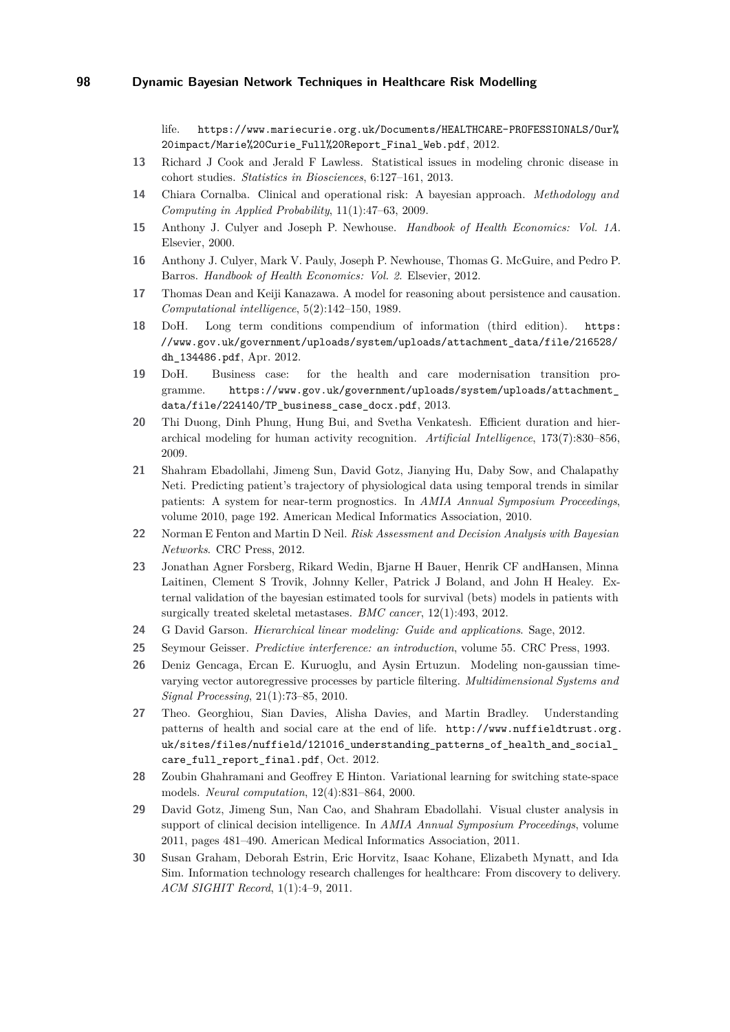life. https://www.mariecurie.org.uk/Documents/HEALTHCARE-PROFESSIONALS/Our%20impact/Marie%20Curie_Full%20Report_Final_Web.pdf, 2012.

**13** Richard J Cook and Jerald F Lawless. Statistical issues in modeling chronic disease in cohort studies. *Statistics in Biosciences*, 6:127–161, 2013.

**14** Chiara Cornalba. Clinical and operational risk: A bayesian approach. *Methodology and Computing in Applied Probability*, 11(1):47–63, 2009.

**15** Anthony J. Culyer and Joseph P. Newhouse. *Handbook of Health Economics: Vol. 1A*. Elsevier, 2000.

**16** Anthony J. Culyer, Mark V. Pauly, Joseph P. Newhouse, Thomas G. McGuire, and Pedro P. Barros. *Handbook of Health Economics: Vol. 2*. Elsevier, 2012.

**17** Thomas Dean and Keiji Kanazawa. A model for reasoning about persistence and causation. *Computational intelligence*, 5(2):142–150, 1989.

**18** DoH. Long term conditions compendium of information (third edition). https://www.gov.uk/government/uploads/system/uploads/attachment_data/file/216528/dh_134486.pdf, Apr. 2012.

**19** DoH. Business case: for the health and care modernisation transition programme. https://www.gov.uk/government/uploads/system/uploads/attachment_data/file/224140/TP_business_case_docx.pdf, 2013.

**20** Thi Duong, Dinh Phung, Hung Bui, and Svetha Venkatesh. Efficient duration and hierarchical modeling for human activity recognition. *Artificial Intelligence*, 173(7):830–856, 2009.

**21** Shahram Ebadollahi, Jimeng Sun, David Gotz, Jianying Hu, Daby Sow, and Chalapathy Neti. Predicting patient's trajectory of physiological data using temporal trends in similar patients: A system for near-term prognostics. In *AMIA Annual Symposium Proceedings*, volume 2010, page 192. American Medical Informatics Association, 2010.

**22** Norman E Fenton and Martin D Neil. *Risk Assessment and Decision Analysis with Bayesian Networks*. CRC Press, 2012.

**23** Jonathan Agner Forsberg, Rikard Wedin, Bjarne H Bauer, Henrik CF andHansen, Minna Laitinen, Clement S Trovik, Johnny Keller, Patrick J Boland, and John H Healey. External validation of the bayesian estimated tools for survival (bets) models in patients with surgically treated skeletal metastases. *BMC cancer*, 12(1):493, 2012.

**24** G David Garson. *Hierarchical linear modeling: Guide and applications*. Sage, 2012.

**25** Seymour Geisser. *Predictive interference: an introduction*, volume 55. CRC Press, 1993.

**26** Deniz Gencaga, Ercan E. Kuruoglu, and Aysin Ertuzun. Modeling non-gaussian time-varying vector autoregressive processes by particle filtering. *Multidimensional Systems and Signal Processing*, 21(1):73–85, 2010.

**27** Theo. Georghiou, Sian Davies, Alisha Davies, and Martin Bradley. Understanding patterns of health and social care at the end of life. http://www.nuffieldtrust.org.uk/sites/files/nuffield/121016_understanding_patterns_of_health_and_social_care_full_report_final.pdf, Oct. 2012.

**28** Zoubin Ghahramani and Geoffrey E Hinton. Variational learning for switching state-space models. *Neural computation*, 12(4):831–864, 2000.

**29** David Gotz, Jimeng Sun, Nan Cao, and Shahram Ebadollahi. Visual cluster analysis in support of clinical decision intelligence. In *AMIA Annual Symposium Proceedings*, volume 2011, pages 481–490. American Medical Informatics Association, 2011.

**30** Susan Graham, Deborah Estrin, Eric Horvitz, Isaac Kohane, Elizabeth Mynatt, and Ida Sim. Information technology research challenges for healthcare: From discovery to delivery. *ACM SIGHIT Record*, 1(1):4–9, 2011.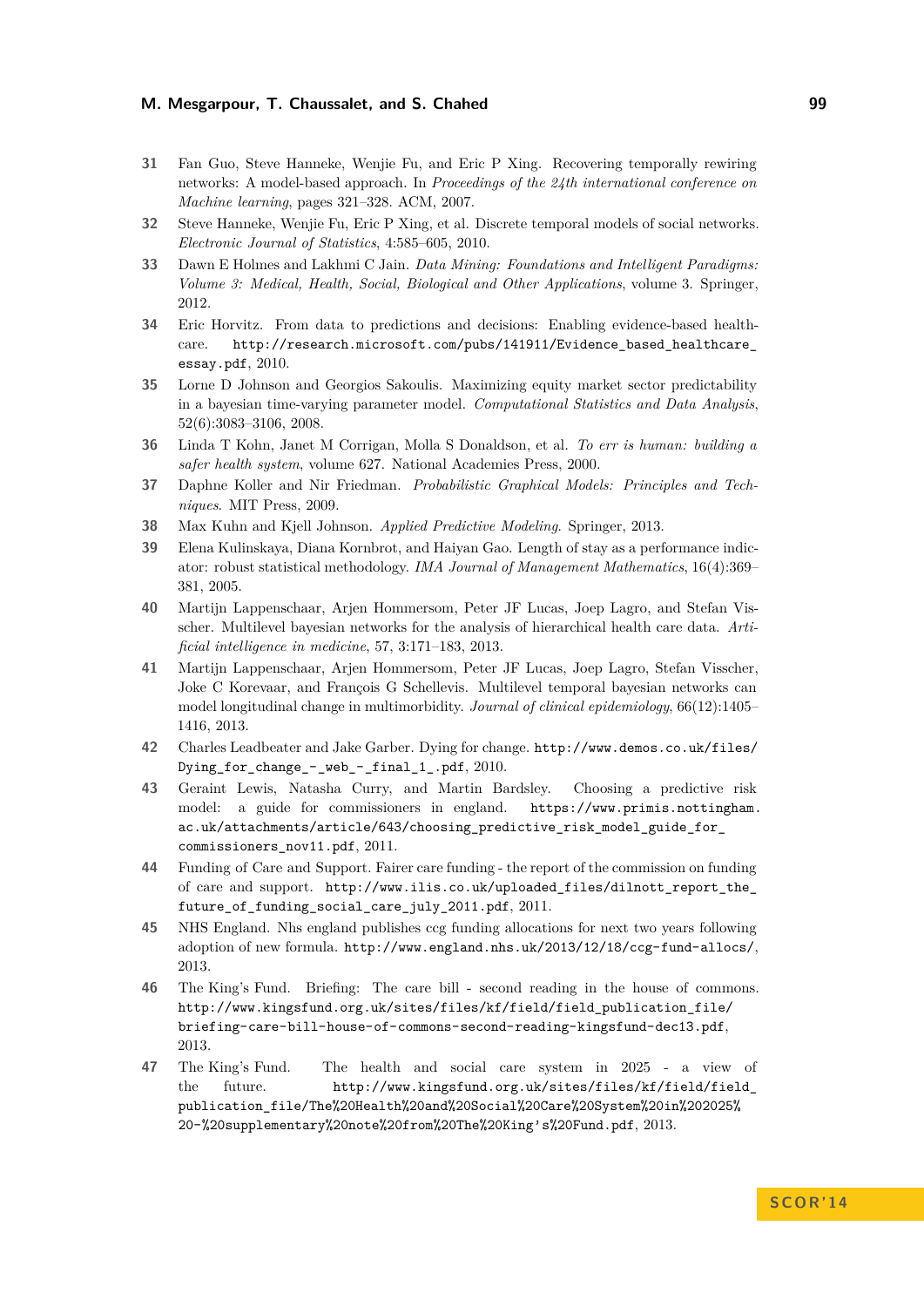31 Fan Guo, Steve Hanneke, Wenjie Fu, and Eric P Xing. Recovering temporally rewiring networks: A model-based approach. In *Proceedings of the 24th international conference on Machine learning*, pages 321–328. ACM, 2007.

32 Steve Hanneke, Wenjie Fu, Eric P Xing, et al. Discrete temporal models of social networks. *Electronic Journal of Statistics*, 4:585–605, 2010.

33 Dawn E Holmes and Lakhmi C Jain. *Data Mining: Foundations and Intelligent Paradigms: Volume 3: Medical, Health, Social, Biological and Other Applications*, volume 3. Springer, 2012.

34 Eric Horvitz. From data to predictions and decisions: Enabling evidence-based healthcare. `http://research.microsoft.com/pubs/141911/Evidence_based_healthcare_essay.pdf`, 2010.

35 Lorne D Johnson and Georgios Sakoulis. Maximizing equity market sector predictability in a bayesian time-varying parameter model. *Computational Statistics and Data Analysis*, 52(6):3083–3106, 2008.

36 Linda T Kohn, Janet M Corrigan, Molla S Donaldson, et al. *To err is human: building a safer health system*, volume 627. National Academies Press, 2000.

37 Daphne Koller and Nir Friedman. *Probabilistic Graphical Models: Principles and Techniques*. MIT Press, 2009.

38 Max Kuhn and Kjell Johnson. *Applied Predictive Modeling*. Springer, 2013.

39 Elena Kulinskaya, Diana Kornbrot, and Haiyan Gao. Length of stay as a performance indicator: robust statistical methodology. *IMA Journal of Management Mathematics*, 16(4):369–381, 2005.

40 Martijn Lappenschaar, Arjen Hommersom, Peter JF Lucas, Joep Lagro, and Stefan Visscher. Multilevel bayesian networks for the analysis of hierarchical health care data. *Artificial intelligence in medicine*, 57, 3:171–183, 2013.

41 Martijn Lappenschaar, Arjen Hommersom, Peter JF Lucas, Joep Lagro, Stefan Visscher, Joke C Korevaar, and François G Schellevis. Multilevel temporal bayesian networks can model longitudinal change in multimorbidity. *Journal of clinical epidemiology*, 66(12):1405–1416, 2013.

42 Charles Leadbeater and Jake Garber. Dying for change. `http://www.demos.co.uk/files/Dying_for_change_-_web_-_final_1_.pdf`, 2010.

43 Geraint Lewis, Natasha Curry, and Martin Bardsley. Choosing a predictive risk model: a guide for commissioners in england. `https://www.primis.nottingham.ac.uk/attachments/article/643/choosing_predictive_risk_model_guide_for_commissioners_nov11.pdf`, 2011.

44 Funding of Care and Support. Fairer care funding - the report of the commission on funding of care and support. `http://www.ilis.co.uk/uploaded_files/dilnott_report_the_future_of_funding_social_care_july_2011.pdf`, 2011.

45 NHS England. Nhs england publishes ccg funding allocations for next two years following adoption of new formula. `http://www.england.nhs.uk/2013/12/18/ccg-fund-allocs/`, 2013.

46 The King's Fund. Briefing: The care bill - second reading in the house of commons. `http://www.kingsfund.org.uk/sites/files/kf/field/field_publication_file/briefing-care-bill-house-of-commons-second-reading-kingsfund-dec13.pdf`, 2013.

47 The King's Fund. The health and social care system in 2025 - a view of the future. `http://www.kingsfund.org.uk/sites/files/kf/field/field_publication_file/The%20Health%20and%20Social%20Care%20System%20in%202025%20-%20supplementary%20note%20from%20The%20King's%20Fund.pdf`, 2013.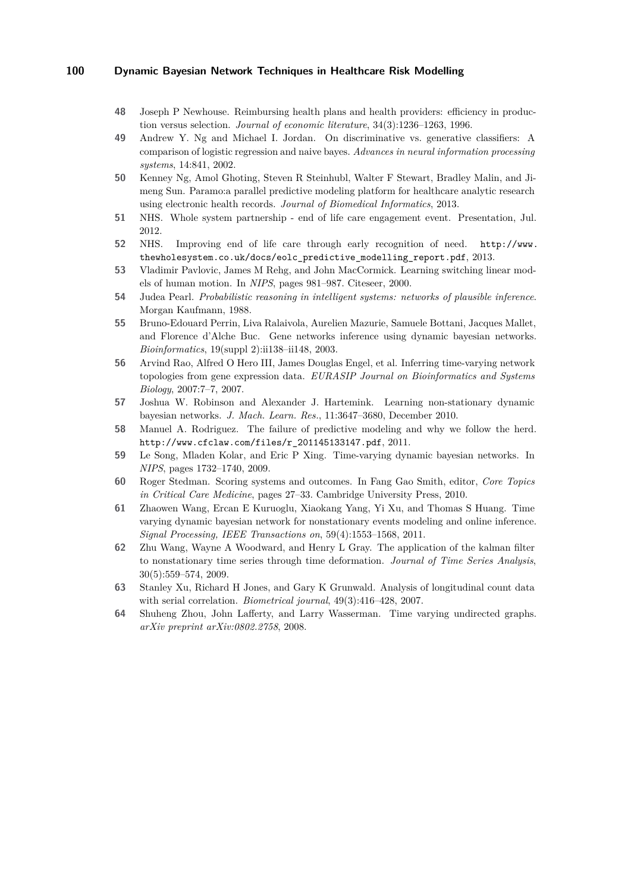48 Joseph P Newhouse. Reimbursing health plans and health providers: efficiency in production versus selection. *Journal of economic literature*, 34(3):1236–1263, 1996.

49 Andrew Y. Ng and Michael I. Jordan. On discriminative vs. generative classifiers: A comparison of logistic regression and naive bayes. *Advances in neural information processing systems*, 14:841, 2002.

50 Kenney Ng, Amol Ghoting, Steven R Steinhubl, Walter F Stewart, Bradley Malin, and Jimeng Sun. Paramo:a parallel predictive modeling platform for healthcare analytic research using electronic health records. *Journal of Biomedical Informatics*, 2013.

51 NHS. Whole system partnership - end of life care engagement event. Presentation, Jul. 2012.

52 NHS. Improving end of life care through early recognition of need. `http://www.thewholesystem.co.uk/docs/eolc_predictive_modelling_report.pdf`, 2013.

53 Vladimir Pavlovic, James M Rehg, and John MacCormick. Learning switching linear models of human motion. In *NIPS*, pages 981–987. Citeseer, 2000.

54 Judea Pearl. *Probabilistic reasoning in intelligent systems: networks of plausible inference*. Morgan Kaufmann, 1988.

55 Bruno-Edouard Perrin, Liva Ralaivola, Aurelien Mazurie, Samuele Bottani, Jacques Mallet, and Florence d'Alche Buc. Gene networks inference using dynamic bayesian networks. *Bioinformatics*, 19(suppl 2):ii138–ii148, 2003.

56 Arvind Rao, Alfred O Hero III, James Douglas Engel, et al. Inferring time-varying network topologies from gene expression data. *EURASIP Journal on Bioinformatics and Systems Biology*, 2007:7–7, 2007.

57 Joshua W. Robinson and Alexander J. Hartemink. Learning non-stationary dynamic bayesian networks. *J. Mach. Learn. Res.*, 11:3647–3680, December 2010.

58 Manuel A. Rodriguez. The failure of predictive modeling and why we follow the herd. `http://www.cfclaw.com/files/r_201145133147.pdf`, 2011.

59 Le Song, Mladen Kolar, and Eric P Xing. Time-varying dynamic bayesian networks. In *NIPS*, pages 1732–1740, 2009.

60 Roger Stedman. Scoring systems and outcomes. In Fang Gao Smith, editor, *Core Topics in Critical Care Medicine*, pages 27–33. Cambridge University Press, 2010.

61 Zhaowen Wang, Ercan E Kuruoglu, Xiaokang Yang, Yi Xu, and Thomas S Huang. Time varying dynamic bayesian network for nonstationary events modeling and online inference. *Signal Processing, IEEE Transactions on*, 59(4):1553–1568, 2011.

62 Zhu Wang, Wayne A Woodward, and Henry L Gray. The application of the kalman filter to nonstationary time series through time deformation. *Journal of Time Series Analysis*, 30(5):559–574, 2009.

63 Stanley Xu, Richard H Jones, and Gary K Grunwald. Analysis of longitudinal count data with serial correlation. *Biometrical journal*, 49(3):416–428, 2007.

64 Shuheng Zhou, John Lafferty, and Larry Wasserman. Time varying undirected graphs. *arXiv preprint arXiv:0802.2758*, 2008.